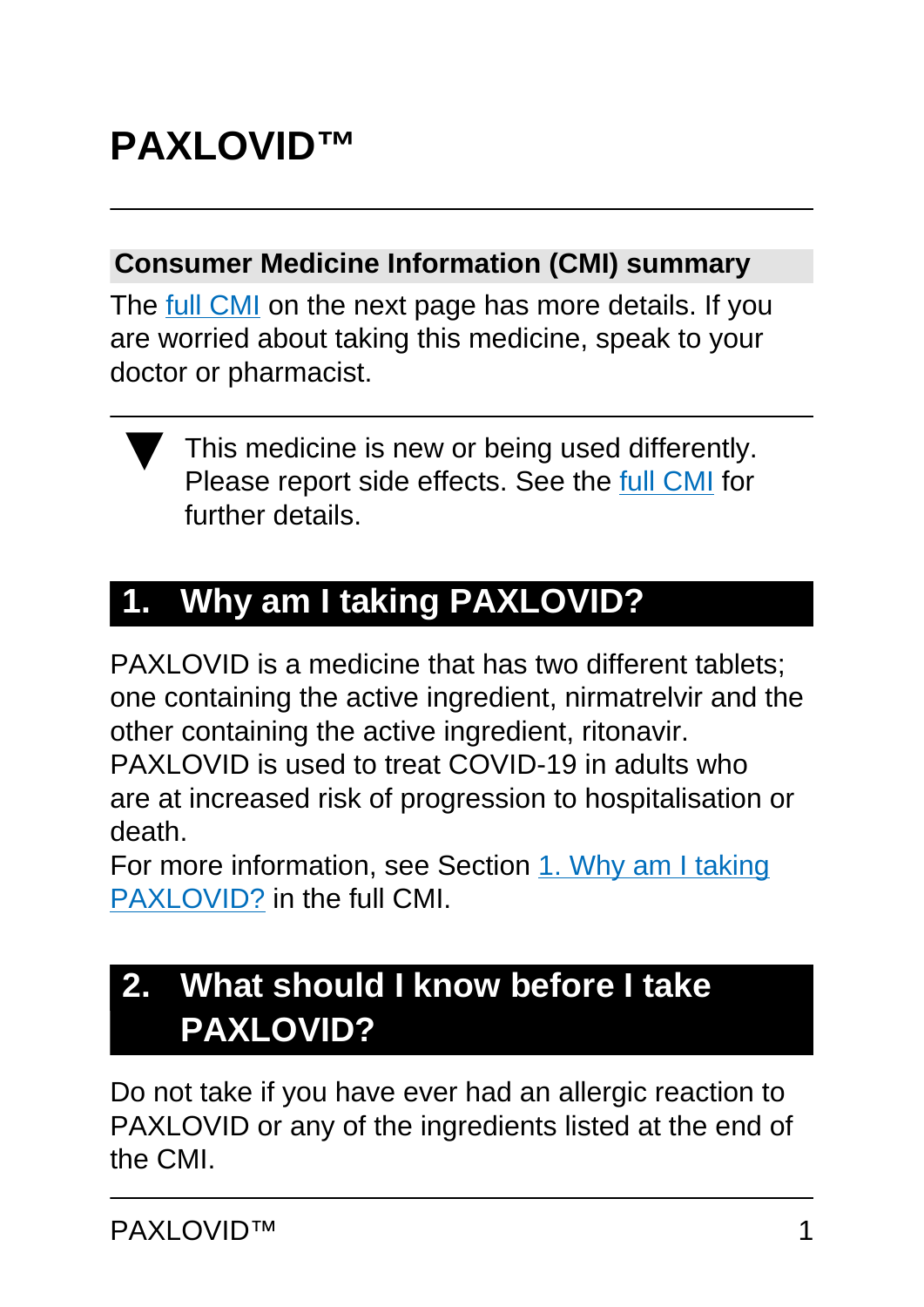# PAXLOVID™

## Consumer Medicine Information (CMI) summary

The full CMI on the next page has more details. If you are worried about taking this medicine, speak to your doctor or pharmacist.

▼ This medicine is new or being used differently. Please report side effects. See the full CMI for further details.

## 1. Why am I taking PAXLOVID?

PAXLOVID is a medicine that has two different tablets; one containing the active ingredient, nirmatrelvir and the other containing the active ingredient, ritonavir. PAXLOVID is used to treat COVID-19 in adults who are at increased risk of progression to hospitalisation or death.

For more information, see Section 1. Why am I taking PAXLOVID? in the full CMI.

## 2. What should I know before I take PAXLOVID?

Do not take if you have ever had an allergic reaction to PAXLOVID or any of the ingredients listed at the end of the CMI.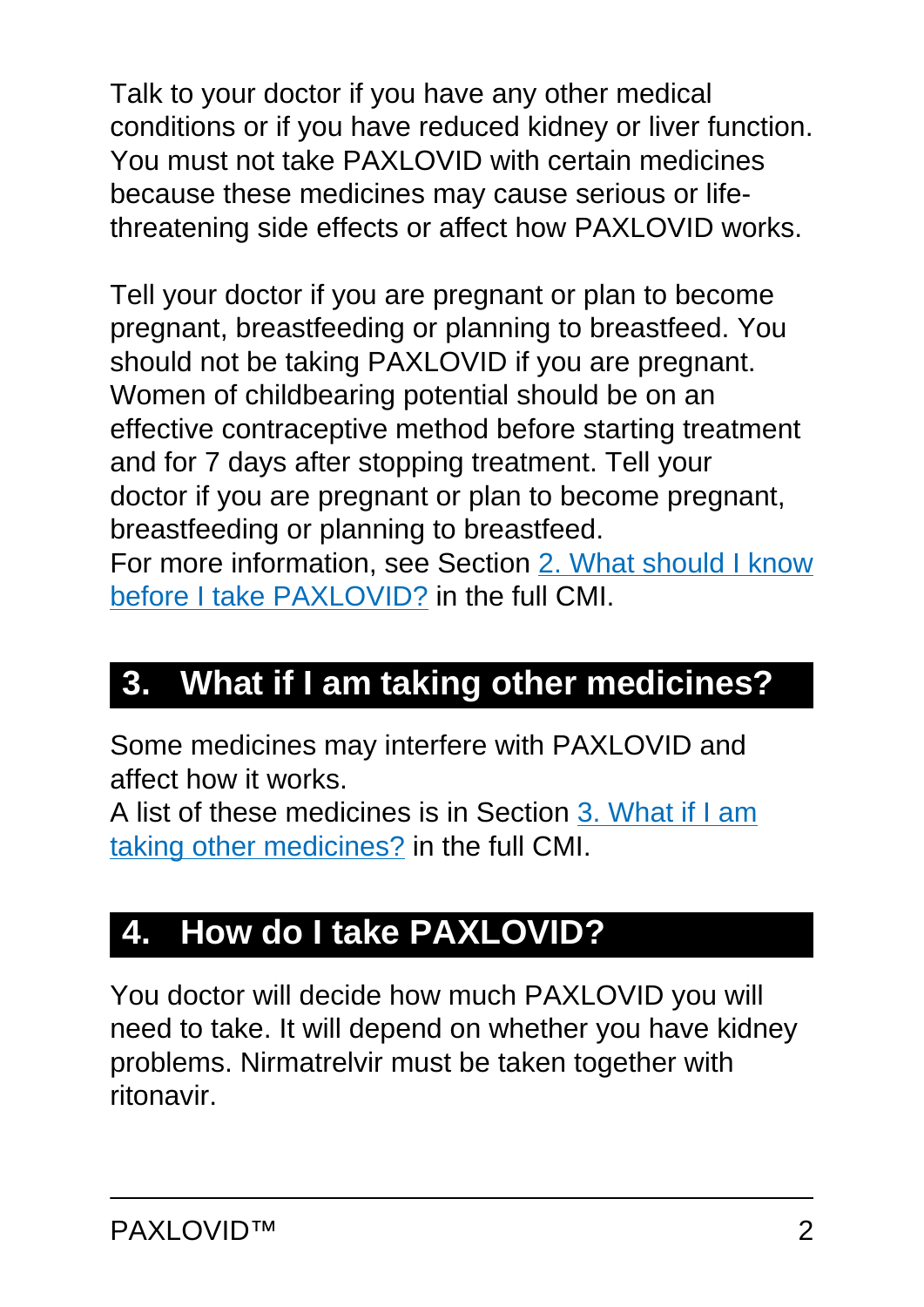Talk to your doctor if you have any other medical conditions or if you have reduced kidney or liver function. You must not take PAXLOVID with certain medicines because these medicines may cause serious or life-threatening side effects or affect how PAXLOVID works.

Tell your doctor if you are pregnant or plan to become pregnant, breastfeeding or planning to breastfeed. You should not be taking PAXLOVID if you are pregnant. Women of childbearing potential should be on an effective contraceptive method before starting treatment and for 7 days after stopping treatment. Tell your doctor if you are pregnant or plan to become pregnant, breastfeeding or planning to breastfeed.
For more information, see Section [2. What should I know before I take PAXLOVID?] in the full CMI.

## 3. What if I am taking other medicines?

Some medicines may interfere with PAXLOVID and affect how it works.
A list of these medicines is in Section [3. What if I am taking other medicines?] in the full CMI.

## 4. How do I take PAXLOVID?

You doctor will decide how much PAXLOVID you will need to take. It will depend on whether you have kidney problems. Nirmatrelvir must be taken together with ritonavir.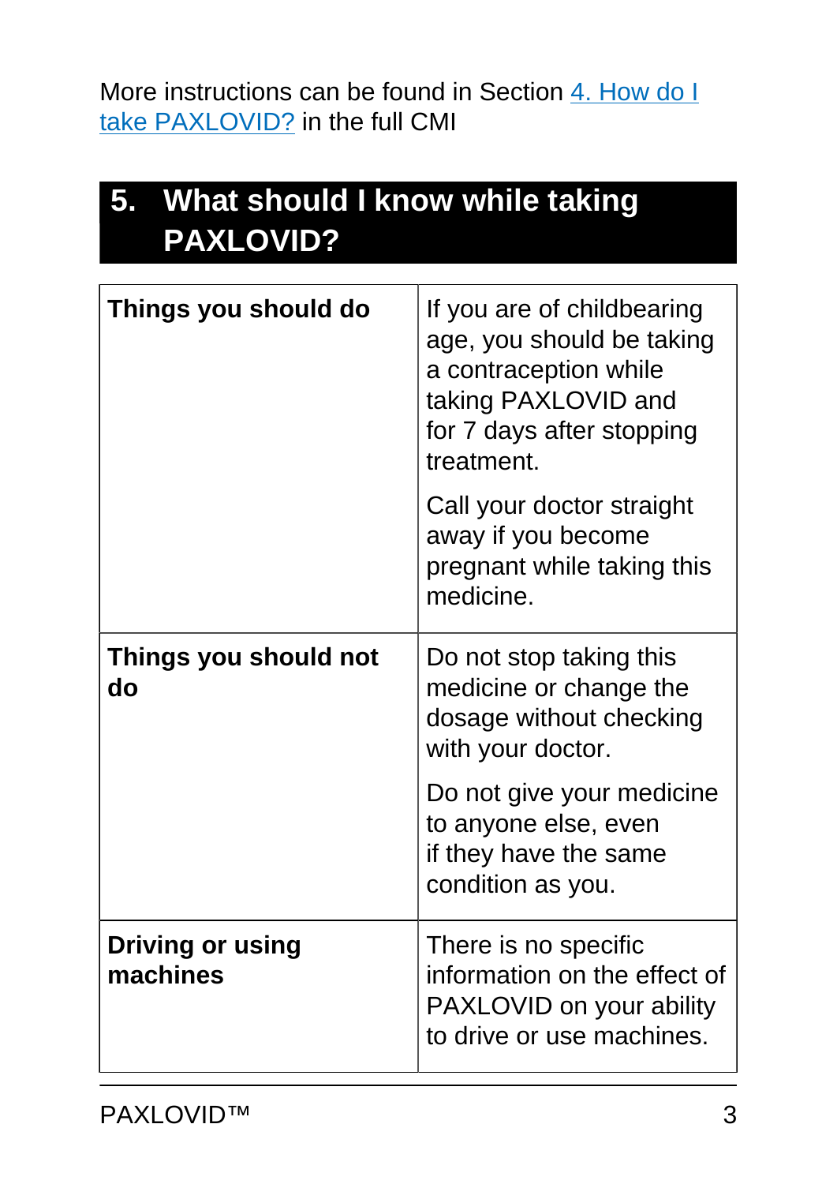More instructions can be found in Section 4. How do I take PAXLOVID? in the full CMI

## 5. What should I know while taking PAXLOVID?

| **Things you should do** | If you are of childbearing age, you should be taking a contraception while taking PAXLOVID and for 7 days after stopping treatment.<br><br>Call your doctor straight away if you become pregnant while taking this medicine. |
|---|---|
| **Things you should not do** | Do not stop taking this medicine or change the dosage without checking with your doctor.<br><br>Do not give your medicine to anyone else, even if they have the same condition as you. |
| **Driving or using machines** | There is no specific information on the effect of PAXLOVID on your ability to drive or use machines. |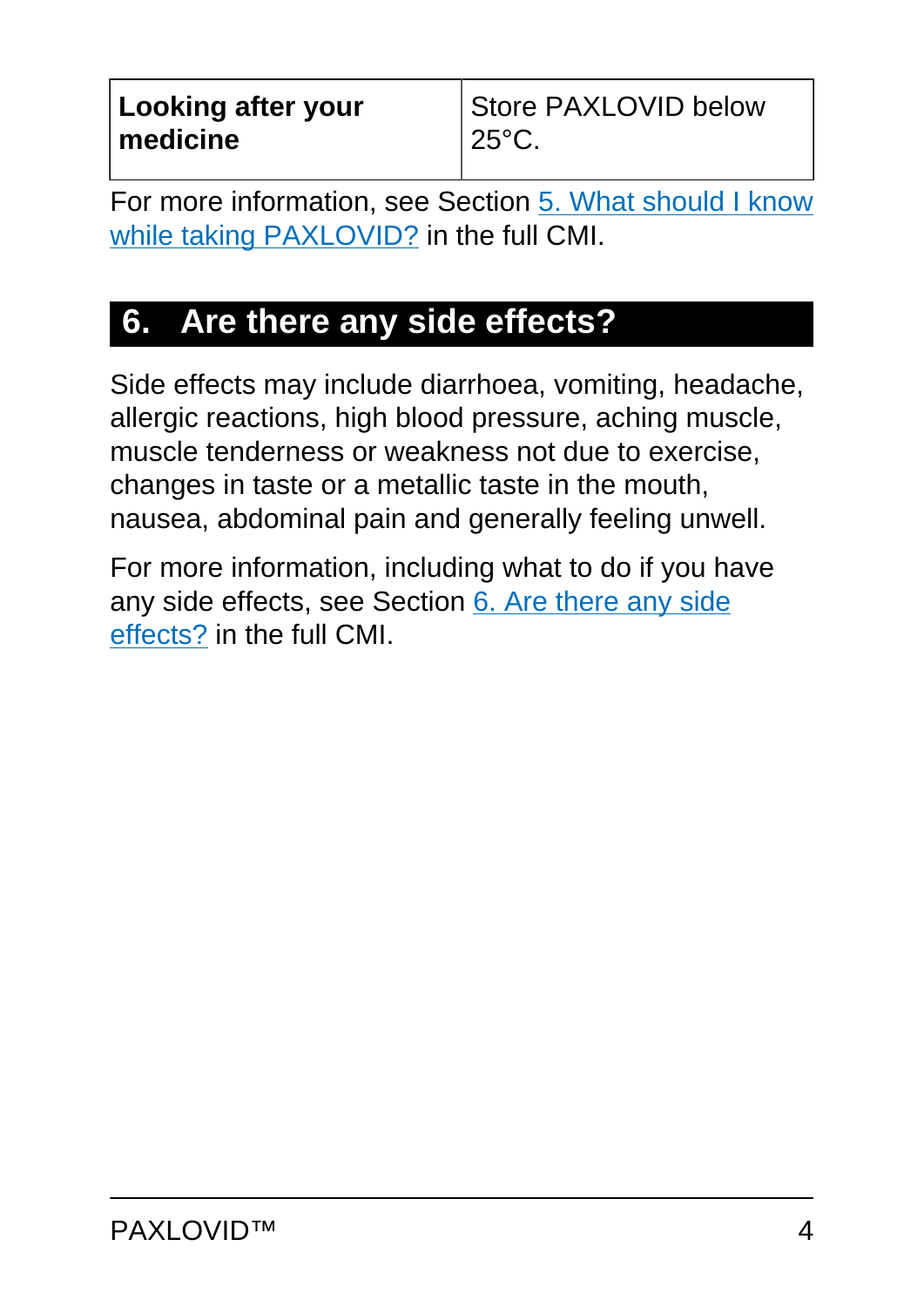| **Looking after your medicine** | Store PAXLOVID below 25°C. |
| --- | --- |

For more information, see Section 5. What should I know while taking PAXLOVID? in the full CMI.

## 6. Are there any side effects?

Side effects may include diarrhoea, vomiting, headache, allergic reactions, high blood pressure, aching muscle, muscle tenderness or weakness not due to exercise, changes in taste or a metallic taste in the mouth, nausea, abdominal pain and generally feeling unwell.

For more information, including what to do if you have any side effects, see Section 6. Are there any side effects? in the full CMI.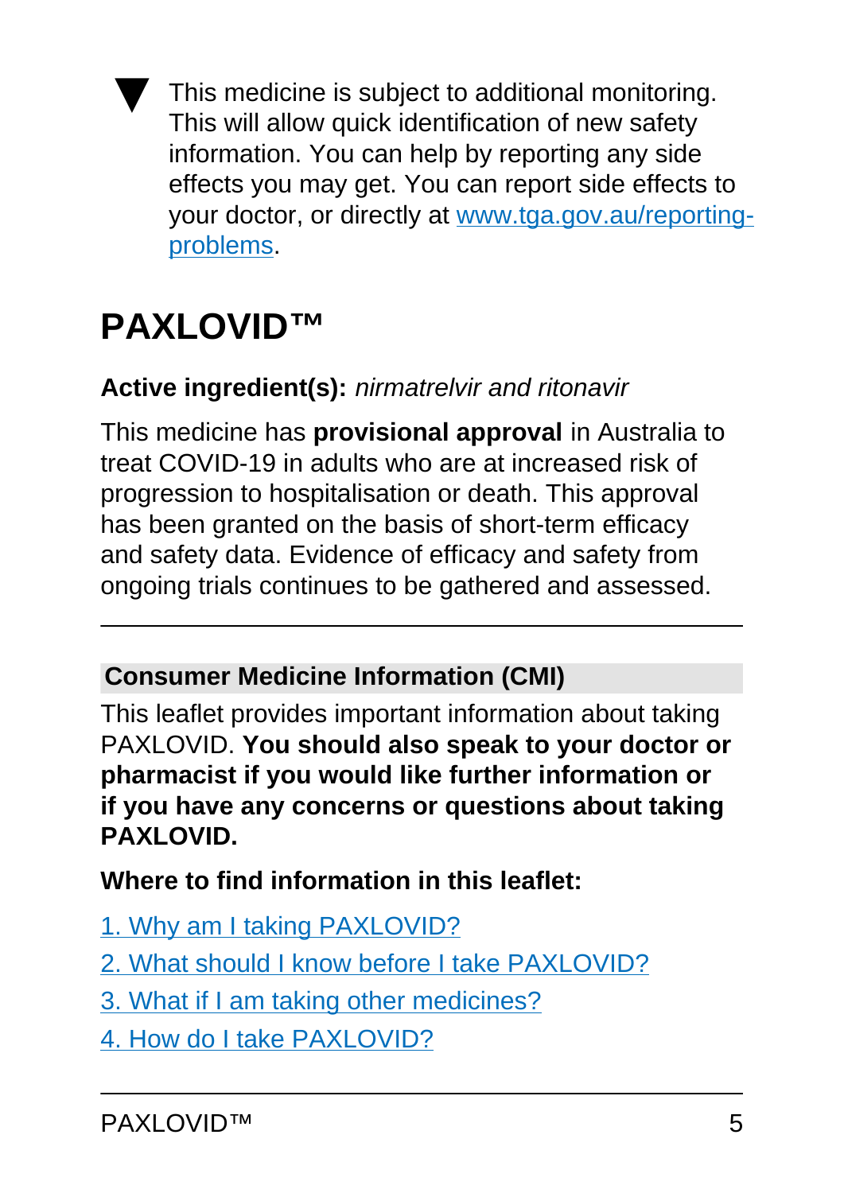▼ This medicine is subject to additional monitoring. This will allow quick identification of new safety information. You can help by reporting any side effects you may get. You can report side effects to your doctor, or directly at [www.tga.gov.au/reporting-problems](http://www.tga.gov.au/reporting-problems).

# PAXLOVID™

**Active ingredient(s):** *nirmatrelvir and ritonavir*

This medicine has **provisional approval** in Australia to treat COVID-19 in adults who are at increased risk of progression to hospitalisation or death. This approval has been granted on the basis of short-term efficacy and safety data. Evidence of efficacy and safety from ongoing trials continues to be gathered and assessed.

---

## Consumer Medicine Information (CMI)

This leaflet provides important information about taking PAXLOVID. **You should also speak to your doctor or pharmacist if you would like further information or if you have any concerns or questions about taking PAXLOVID.**

**Where to find information in this leaflet:**

1. Why am I taking PAXLOVID?
2. What should I know before I take PAXLOVID?
3. What if I am taking other medicines?
4. How do I take PAXLOVID?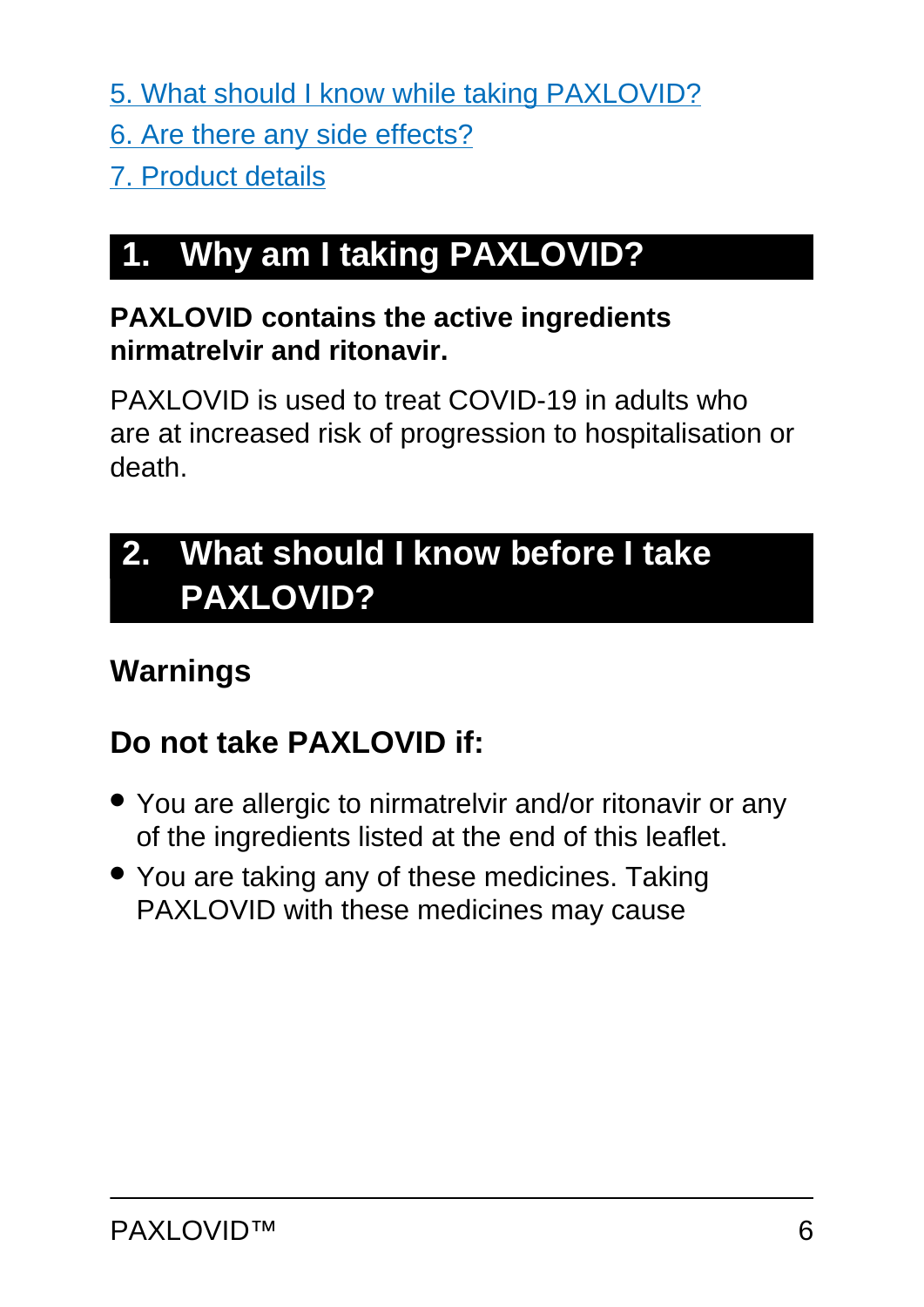5. What should I know while taking PAXLOVID?

6. Are there any side effects?

7. Product details

## 1. Why am I taking PAXLOVID?

**PAXLOVID contains the active ingredients nirmatrelvir and ritonavir.**

PAXLOVID is used to treat COVID-19 in adults who are at increased risk of progression to hospitalisation or death.

## 2. What should I know before I take PAXLOVID?

### Warnings

### Do not take PAXLOVID if:

- You are allergic to nirmatrelvir and/or ritonavir or any of the ingredients listed at the end of this leaflet.
- You are taking any of these medicines. Taking PAXLOVID with these medicines may cause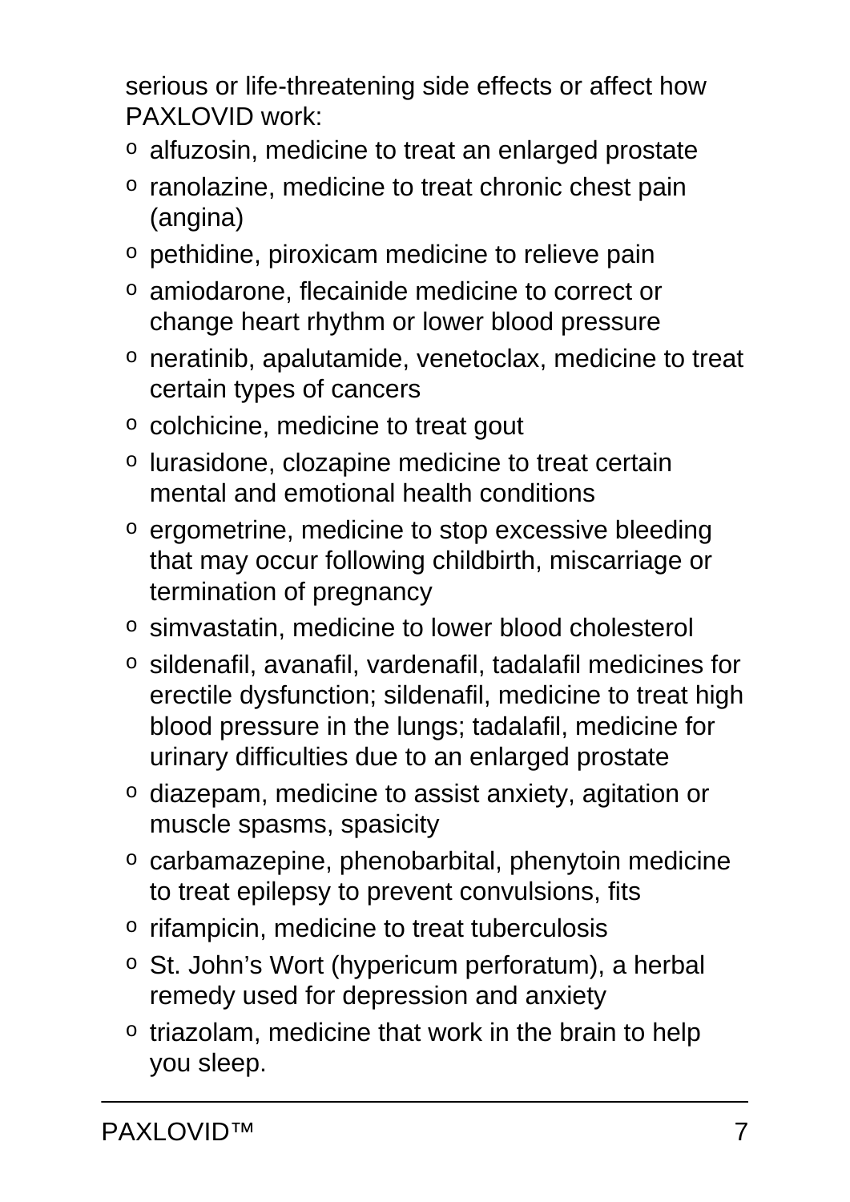serious or life-threatening side effects or affect how PAXLOVID work:

- alfuzosin, medicine to treat an enlarged prostate
- ranolazine, medicine to treat chronic chest pain (angina)
- pethidine, piroxicam medicine to relieve pain
- amiodarone, flecainide medicine to correct or change heart rhythm or lower blood pressure
- neratinib, apalutamide, venetoclax, medicine to treat certain types of cancers
- colchicine, medicine to treat gout
- lurasidone, clozapine medicine to treat certain mental and emotional health conditions
- ergometrine, medicine to stop excessive bleeding that may occur following childbirth, miscarriage or termination of pregnancy
- simvastatin, medicine to lower blood cholesterol
- sildenafil, avanafil, vardenafil, tadalafil medicines for erectile dysfunction; sildenafil, medicine to treat high blood pressure in the lungs; tadalafil, medicine for urinary difficulties due to an enlarged prostate
- diazepam, medicine to assist anxiety, agitation or muscle spasms, spasicity
- carbamazepine, phenobarbital, phenytoin medicine to treat epilepsy to prevent convulsions, fits
- rifampicin, medicine to treat tuberculosis
- St. John's Wort (hypericum perforatum), a herbal remedy used for depression and anxiety
- triazolam, medicine that work in the brain to help you sleep.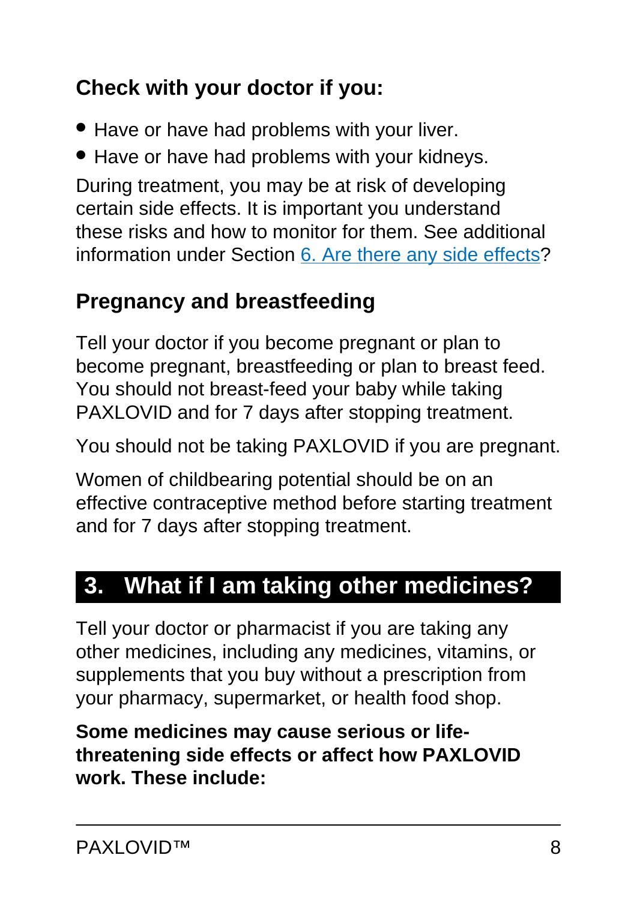### Check with your doctor if you:

- Have or have had problems with your liver.
- Have or have had problems with your kidneys.

During treatment, you may be at risk of developing certain side effects. It is important you understand these risks and how to monitor for them. See additional information under Section 6. Are there any side effects?

### Pregnancy and breastfeeding

Tell your doctor if you become pregnant or plan to become pregnant, breastfeeding or plan to breast feed. You should not breast-feed your baby while taking PAXLOVID and for 7 days after stopping treatment.

You should not be taking PAXLOVID if you are pregnant.

Women of childbearing potential should be on an effective contraceptive method before starting treatment and for 7 days after stopping treatment.

## 3. What if I am taking other medicines?

Tell your doctor or pharmacist if you are taking any other medicines, including any medicines, vitamins, or supplements that you buy without a prescription from your pharmacy, supermarket, or health food shop.

**Some medicines may cause serious or life-threatening side effects or affect how PAXLOVID work. These include:**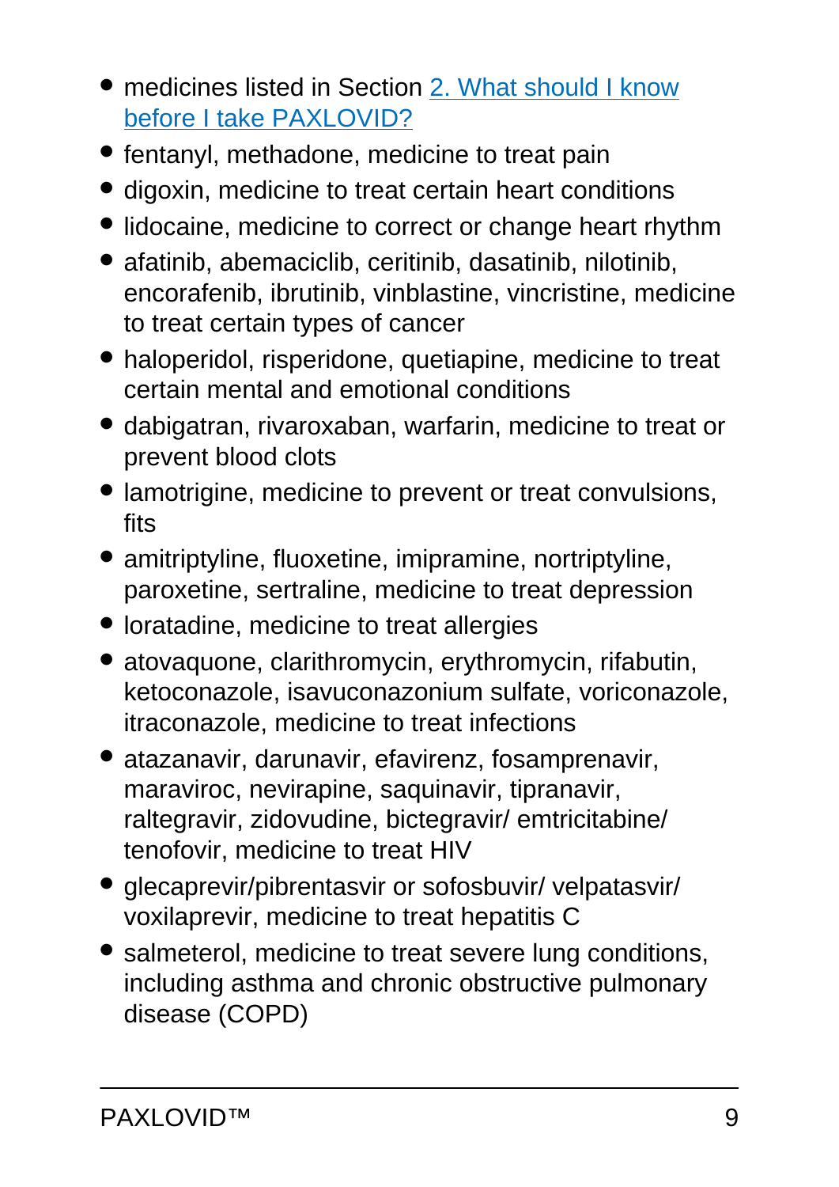- medicines listed in Section [2. What should I know before I take PAXLOVID?]
- fentanyl, methadone, medicine to treat pain
- digoxin, medicine to treat certain heart conditions
- lidocaine, medicine to correct or change heart rhythm
- afatinib, abemaciclib, ceritinib, dasatinib, nilotinib, encorafenib, ibrutinib, vinblastine, vincristine, medicine to treat certain types of cancer
- haloperidol, risperidone, quetiapine, medicine to treat certain mental and emotional conditions
- dabigatran, rivaroxaban, warfarin, medicine to treat or prevent blood clots
- lamotrigine, medicine to prevent or treat convulsions, fits
- amitriptyline, fluoxetine, imipramine, nortriptyline, paroxetine, sertraline, medicine to treat depression
- loratadine, medicine to treat allergies
- atovaquone, clarithromycin, erythromycin, rifabutin, ketoconazole, isavuconazonium sulfate, voriconazole, itraconazole, medicine to treat infections
- atazanavir, darunavir, efavirenz, fosamprenavir, maraviroc, nevirapine, saquinavir, tipranavir, raltegravir, zidovudine, bictegravir/ emtricitabine/ tenofovir, medicine to treat HIV
- glecaprevir/pibrentasvir or sofosbuvir/ velpatasvir/ voxilaprevir, medicine to treat hepatitis C
- salmeterol, medicine to treat severe lung conditions, including asthma and chronic obstructive pulmonary disease (COPD)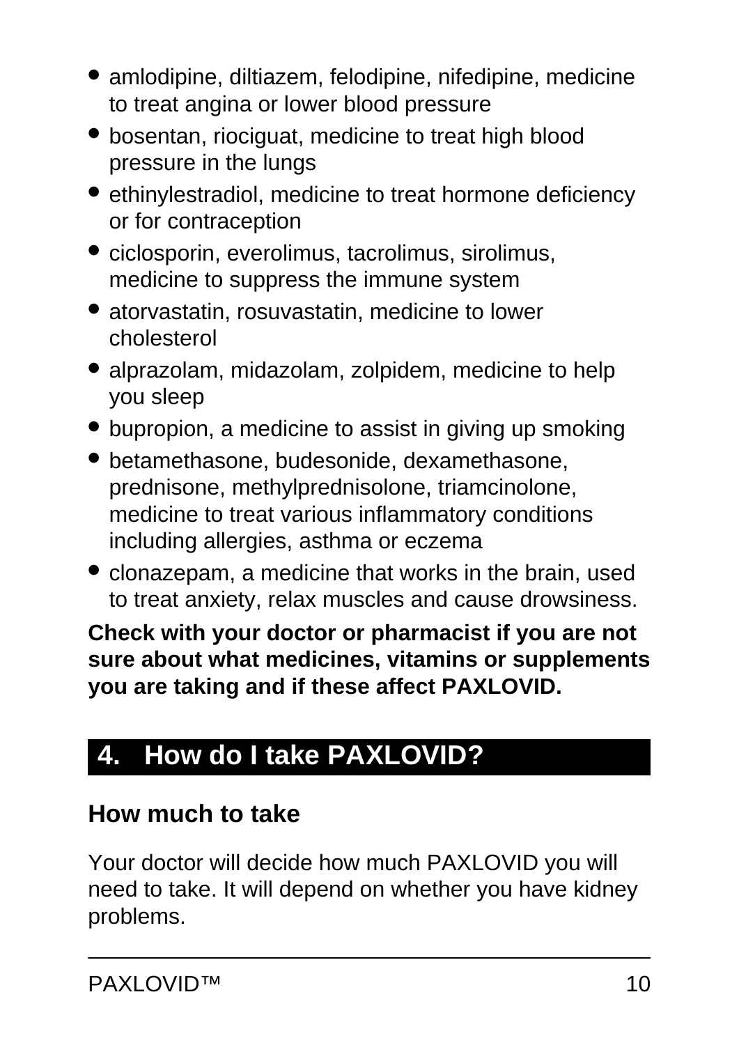- amlodipine, diltiazem, felodipine, nifedipine, medicine to treat angina or lower blood pressure
- bosentan, riociguat, medicine to treat high blood pressure in the lungs
- ethinylestradiol, medicine to treat hormone deficiency or for contraception
- ciclosporin, everolimus, tacrolimus, sirolimus, medicine to suppress the immune system
- atorvastatin, rosuvastatin, medicine to lower cholesterol
- alprazolam, midazolam, zolpidem, medicine to help you sleep
- bupropion, a medicine to assist in giving up smoking
- betamethasone, budesonide, dexamethasone, prednisone, methylprednisolone, triamcinolone, medicine to treat various inflammatory conditions including allergies, asthma or eczema
- clonazepam, a medicine that works in the brain, used to treat anxiety, relax muscles and cause drowsiness.

**Check with your doctor or pharmacist if you are not sure about what medicines, vitamins or supplements you are taking and if these affect PAXLOVID.**

## 4. How do I take PAXLOVID?

### How much to take

Your doctor will decide how much PAXLOVID you will need to take. It will depend on whether you have kidney problems.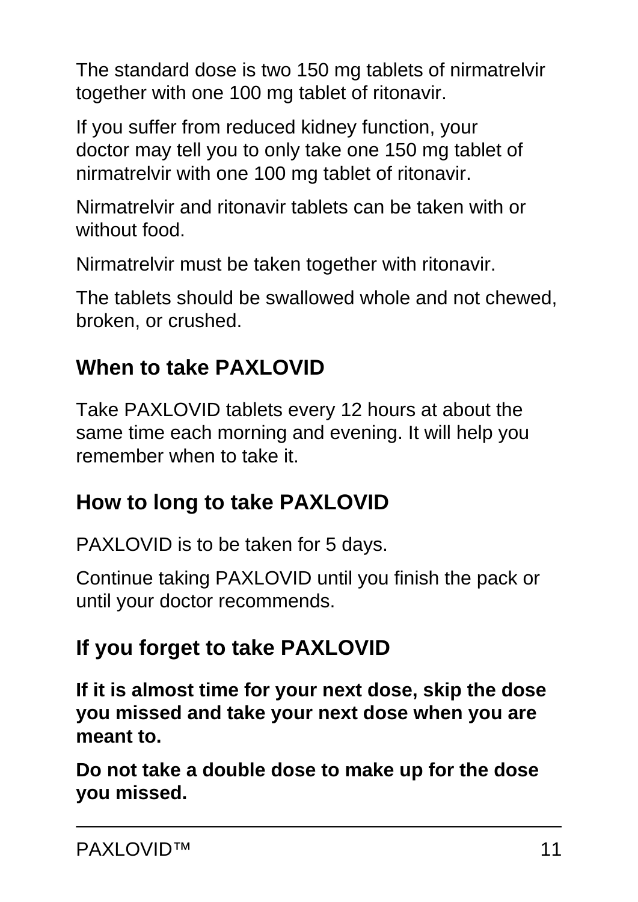The standard dose is two 150 mg tablets of nirmatrelvir together with one 100 mg tablet of ritonavir.

If you suffer from reduced kidney function, your doctor may tell you to only take one 150 mg tablet of nirmatrelvir with one 100 mg tablet of ritonavir.

Nirmatrelvir and ritonavir tablets can be taken with or without food.

Nirmatrelvir must be taken together with ritonavir.

The tablets should be swallowed whole and not chewed, broken, or crushed.

## When to take PAXLOVID

Take PAXLOVID tablets every 12 hours at about the same time each morning and evening. It will help you remember when to take it.

## How to long to take PAXLOVID

PAXLOVID is to be taken for 5 days.

Continue taking PAXLOVID until you finish the pack or until your doctor recommends.

## If you forget to take PAXLOVID

**If it is almost time for your next dose, skip the dose you missed and take your next dose when you are meant to.**

**Do not take a double dose to make up for the dose you missed.**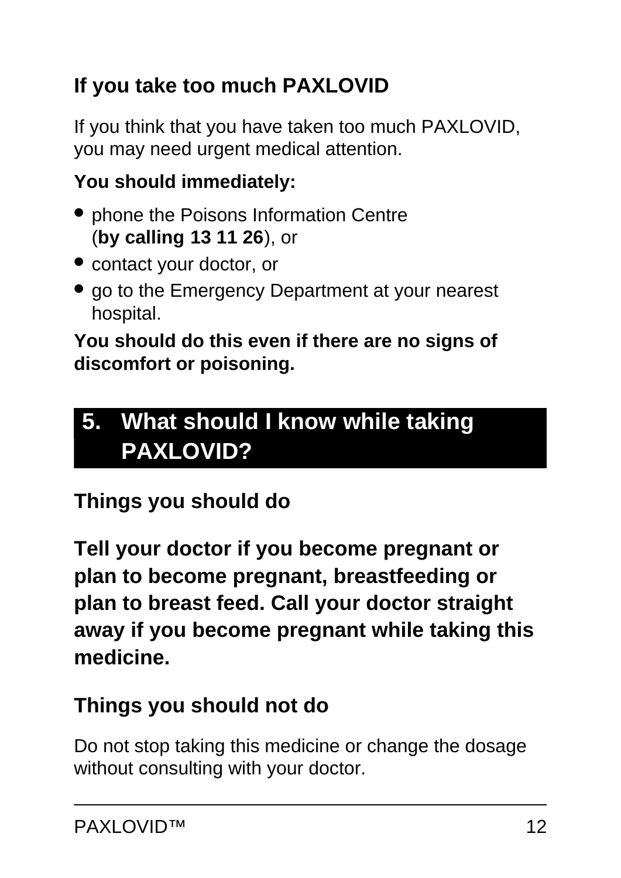### If you take too much PAXLOVID

If you think that you have taken too much PAXLOVID, you may need urgent medical attention.

**You should immediately:**

- phone the Poisons Information Centre (**by calling 13 11 26**), or
- contact your doctor, or
- go to the Emergency Department at your nearest hospital.

**You should do this even if there are no signs of discomfort or poisoning.**

## 5. What should I know while taking PAXLOVID?

### Things you should do

**Tell your doctor if you become pregnant or plan to become pregnant, breastfeeding or plan to breast feed. Call your doctor straight away if you become pregnant while taking this medicine.**

### Things you should not do

Do not stop taking this medicine or change the dosage without consulting with your doctor.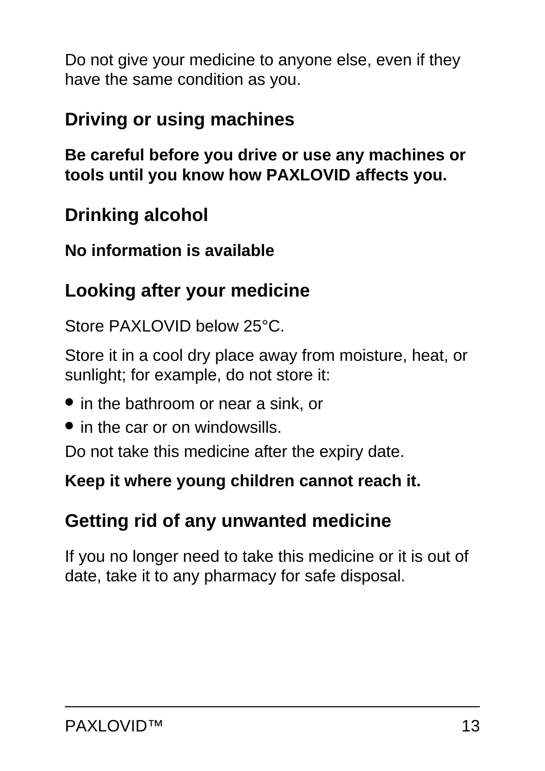Do not give your medicine to anyone else, even if they have the same condition as you.

## Driving or using machines

**Be careful before you drive or use any machines or tools until you know how PAXLOVID affects you.**

## Drinking alcohol

**No information is available**

## Looking after your medicine

Store PAXLOVID below 25°C.

Store it in a cool dry place away from moisture, heat, or sunlight; for example, do not store it:

- in the bathroom or near a sink, or
- in the car or on windowsills.

Do not take this medicine after the expiry date.

**Keep it where young children cannot reach it.**

## Getting rid of any unwanted medicine

If you no longer need to take this medicine or it is out of date, take it to any pharmacy for safe disposal.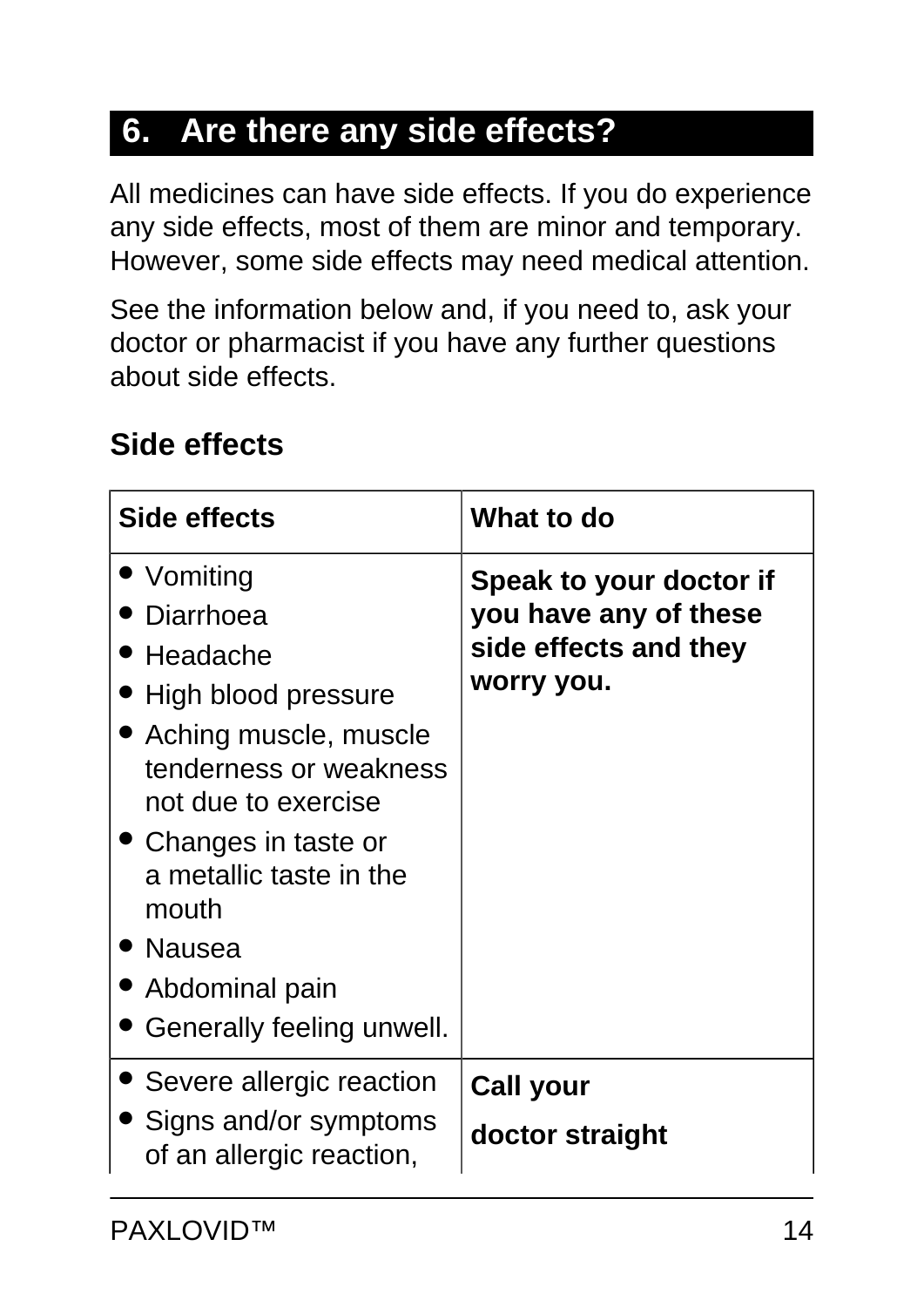## 6. Are there any side effects?

All medicines can have side effects. If you do experience any side effects, most of them are minor and temporary. However, some side effects may need medical attention.

See the information below and, if you need to, ask your doctor or pharmacist if you have any further questions about side effects.

### Side effects

| Side effects | What to do |
|---|---|
| • Vomiting<br>• Diarrhoea<br>• Headache<br>• High blood pressure<br>• Aching muscle, muscle tenderness or weakness not due to exercise<br>• Changes in taste or a metallic taste in the mouth<br>• Nausea<br>• Abdominal pain<br>• Generally feeling unwell. | **Speak to your doctor if you have any of these side effects and they worry you.** |
| • Severe allergic reaction<br>• Signs and/or symptoms of an allergic reaction, | **Call your**<br>**doctor straight** |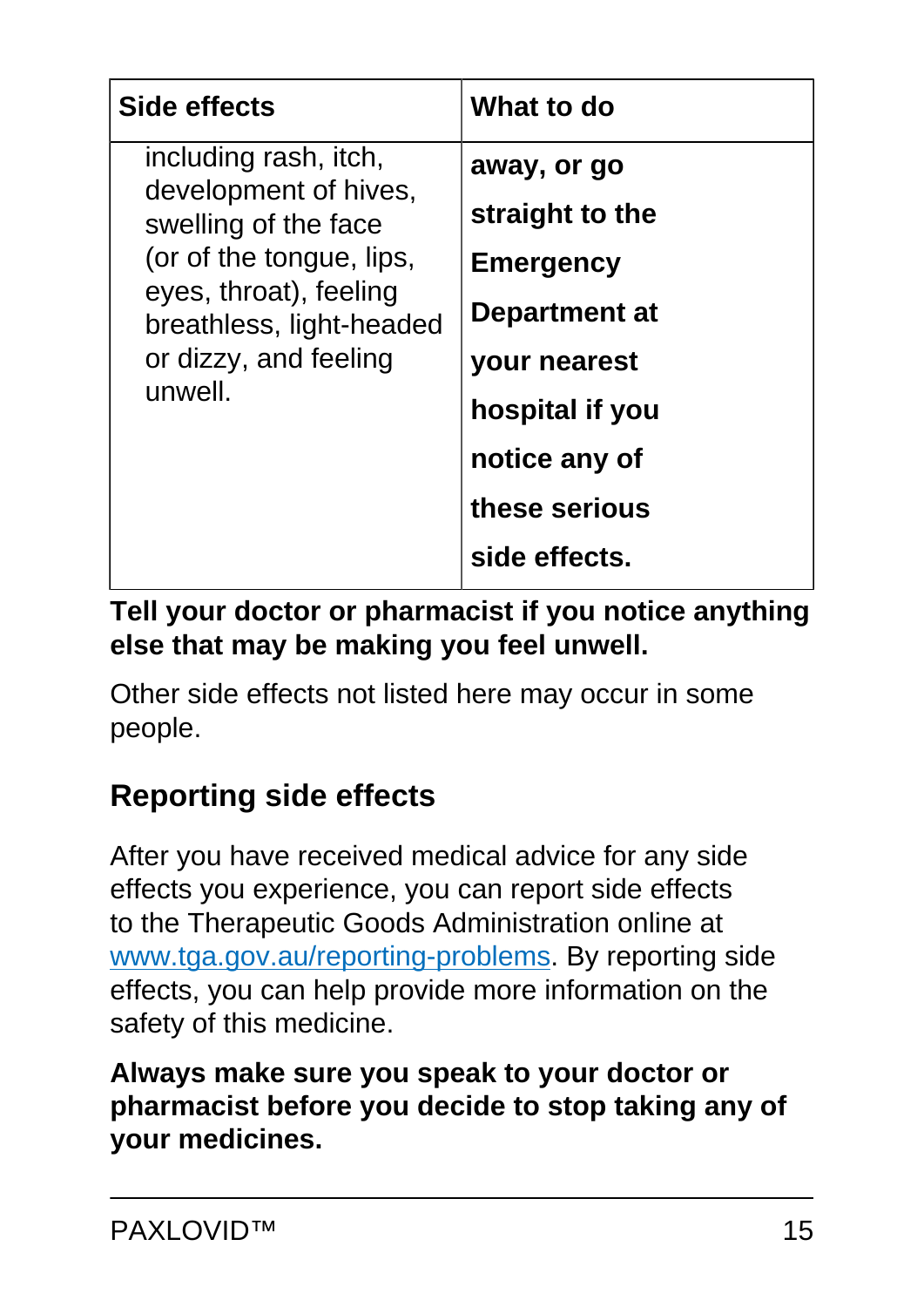| Side effects | What to do |
| --- | --- |
| including rash, itch, development of hives, swelling of the face (or of the tongue, lips, eyes, throat), feeling breathless, light-headed or dizzy, and feeling unwell. | **away, or go straight to the Emergency Department at your nearest hospital if you notice any of these serious side effects.** |

**Tell your doctor or pharmacist if you notice anything else that may be making you feel unwell.**

Other side effects not listed here may occur in some people.

## Reporting side effects

After you have received medical advice for any side effects you experience, you can report side effects to the Therapeutic Goods Administration online at [www.tga.gov.au/reporting-problems](http://www.tga.gov.au/reporting-problems). By reporting side effects, you can help provide more information on the safety of this medicine.

**Always make sure you speak to your doctor or pharmacist before you decide to stop taking any of your medicines.**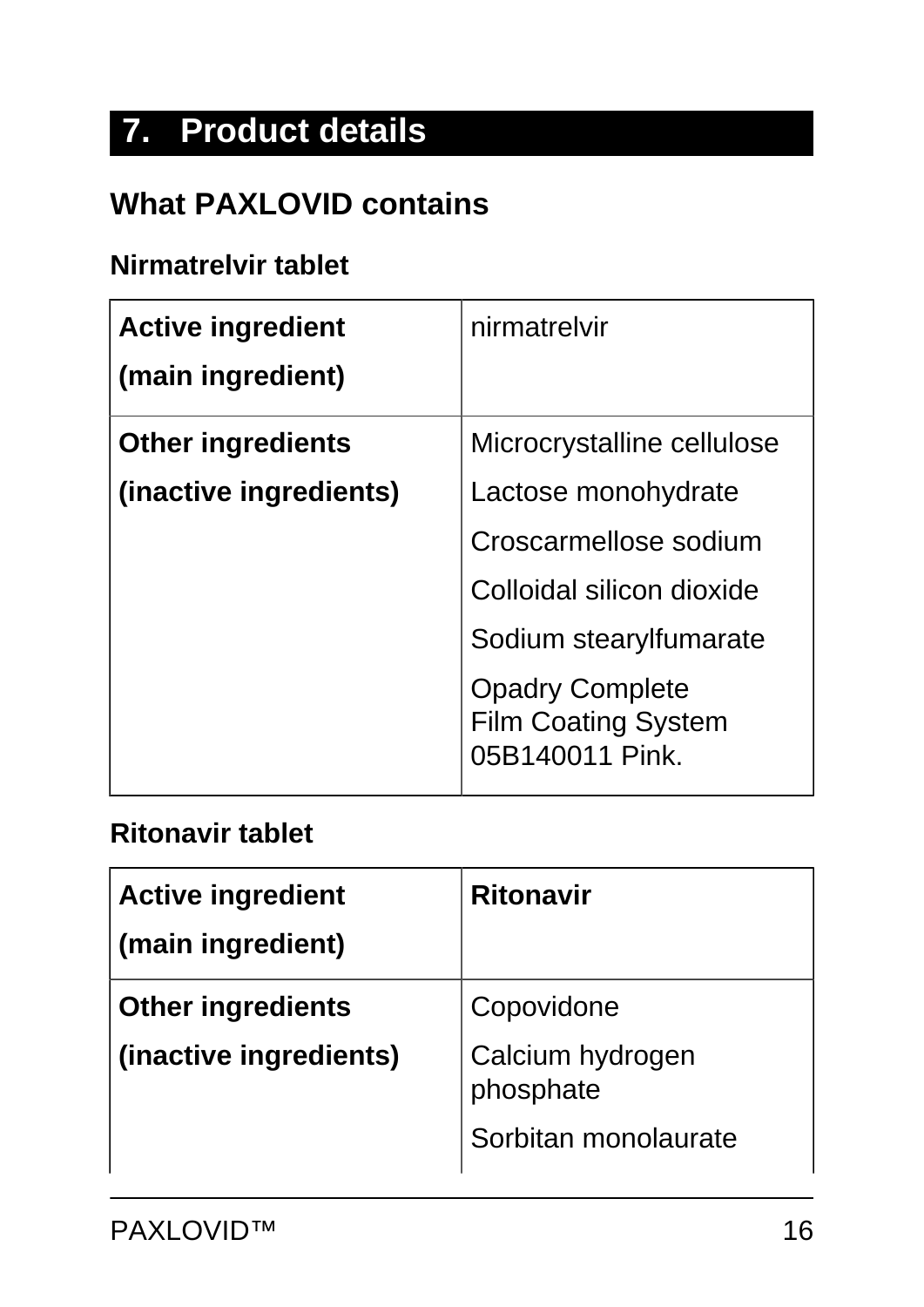## 7. Product details

### What PAXLOVID contains

**Nirmatrelvir tablet**

| **Active ingredient (main ingredient)** | nirmatrelvir |
|---|---|
| **Other ingredients (inactive ingredients)** | Microcrystalline cellulose<br>Lactose monohydrate<br>Croscarmellose sodium<br>Colloidal silicon dioxide<br>Sodium stearylfumarate<br>Opadry Complete Film Coating System 05B140011 Pink. |

**Ritonavir tablet**

| **Active ingredient (main ingredient)** | **Ritonavir** |
|---|---|
| **Other ingredients (inactive ingredients)** | Copovidone<br>Calcium hydrogen phosphate<br>Sorbitan monolaurate |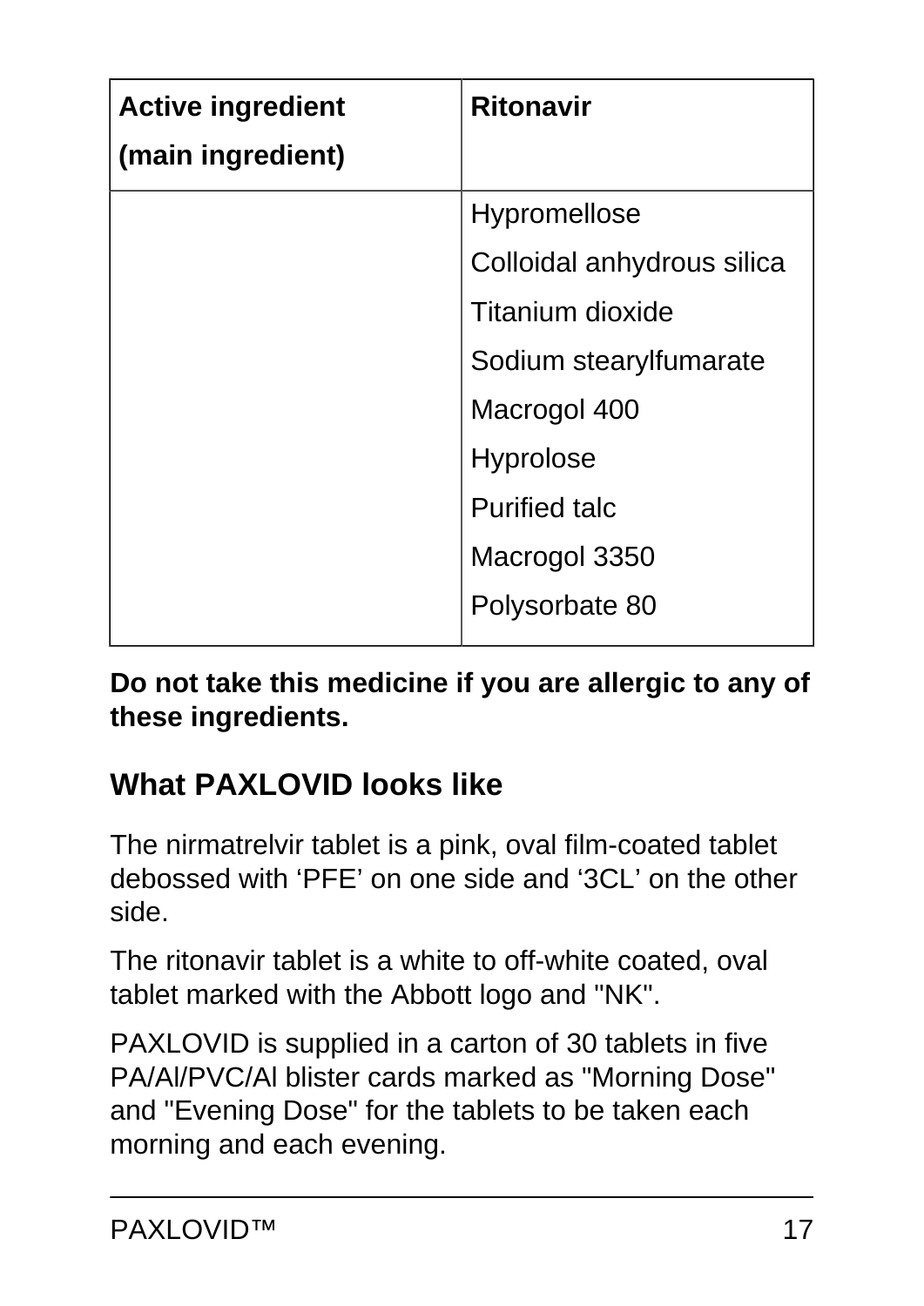| **Active ingredient (main ingredient)** | **Ritonavir** |
| --- | --- |
| | Hypromellose<br>Colloidal anhydrous silica<br>Titanium dioxide<br>Sodium stearylfumarate<br>Macrogol 400<br>Hyprolose<br>Purified talc<br>Macrogol 3350<br>Polysorbate 80 |

**Do not take this medicine if you are allergic to any of these ingredients.**

## What PAXLOVID looks like

The nirmatrelvir tablet is a pink, oval film-coated tablet debossed with 'PFE' on one side and '3CL' on the other side.

The ritonavir tablet is a white to off-white coated, oval tablet marked with the Abbott logo and "NK".

PAXLOVID is supplied in a carton of 30 tablets in five PA/Al/PVC/Al blister cards marked as "Morning Dose" and "Evening Dose" for the tablets to be taken each morning and each evening.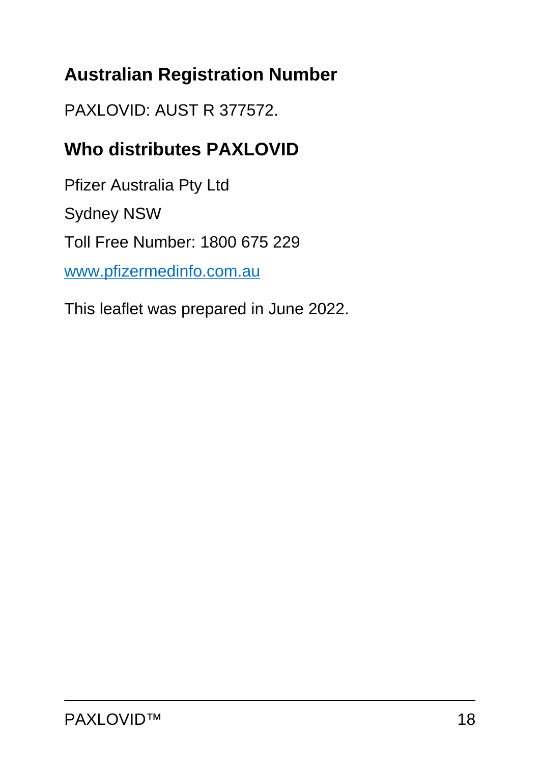## Australian Registration Number

PAXLOVID: AUST R 377572.

## Who distributes PAXLOVID

Pfizer Australia Pty Ltd

Sydney NSW

Toll Free Number: 1800 675 229

www.pfizermedinfo.com.au

This leaflet was prepared in June 2022.